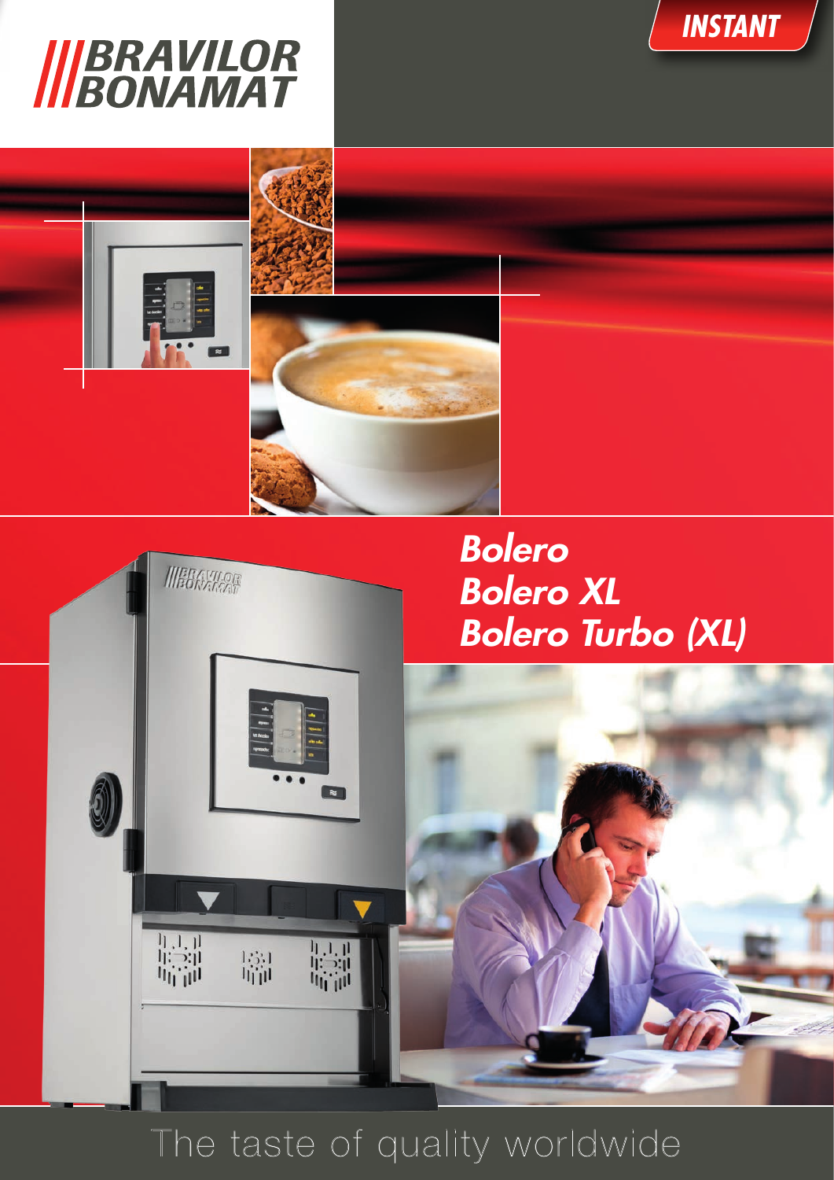# BRAVILOR BONAMAT

**INSTANT**

## *Bolero*
## *Bolero XL*
## *Bolero Turbo (XL)*

The taste of quality worldwide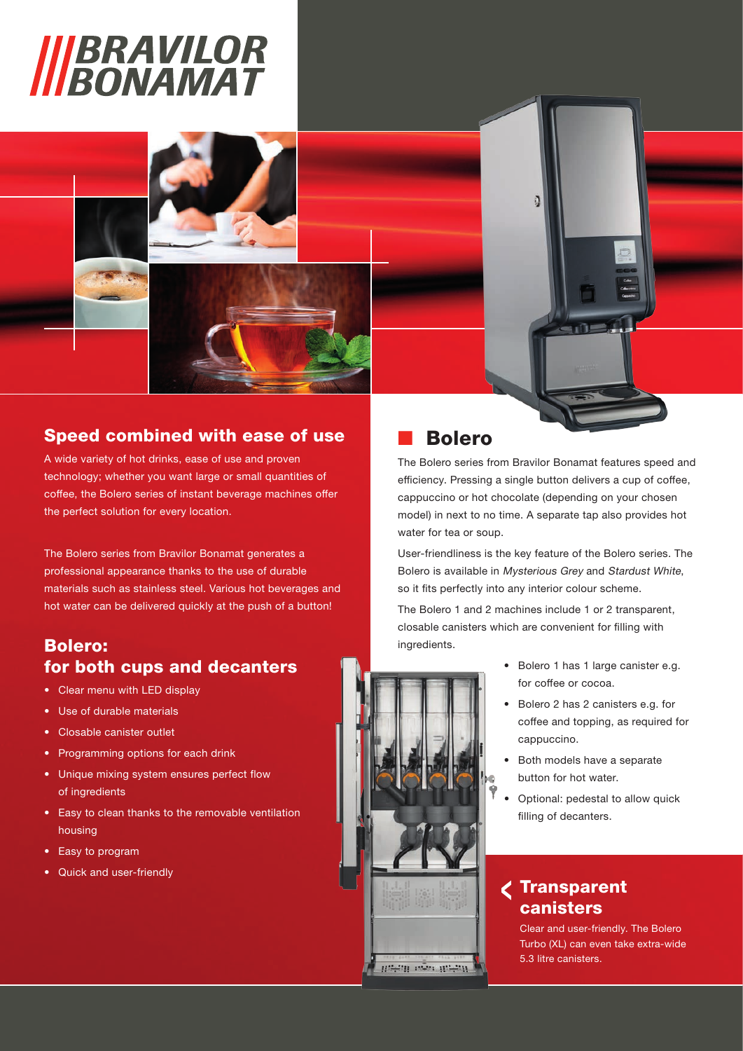# BRAVILOR BONAMAT

## Speed combined with ease of use

A wide variety of hot drinks, ease of use and proven technology; whether you want large or small quantities of coffee, the Bolero series of instant beverage machines offer the perfect solution for every location.

The Bolero series from Bravilor Bonamat generates a professional appearance thanks to the use of durable materials such as stainless steel. Various hot beverages and hot water can be delivered quickly at the push of a button!

## Bolero: for both cups and decanters

- Clear menu with LED display
- Use of durable materials
- Closable canister outlet
- Programming options for each drink
- Unique mixing system ensures perfect flow of ingredients
- Easy to clean thanks to the removable ventilation housing
- Easy to program
- Quick and user-friendly

## Bolero

The Bolero series from Bravilor Bonamat features speed and efficiency. Pressing a single button delivers a cup of coffee, cappuccino or hot chocolate (depending on your chosen model) in next to no time. A separate tap also provides hot water for tea or soup.

User-friendliness is the key feature of the Bolero series. The Bolero is available in *Mysterious Grey* and *Stardust White*, so it fits perfectly into any interior colour scheme.

The Bolero 1 and 2 machines include 1 or 2 transparent, closable canisters which are convenient for filling with ingredients.

- Bolero 1 has 1 large canister e.g. for coffee or cocoa.
- Bolero 2 has 2 canisters e.g. for coffee and topping, as required for cappuccino.
- Both models have a separate button for hot water.
- Optional: pedestal to allow quick filling of decanters.

### Transparent canisters

Clear and user-friendly. The Bolero Turbo (XL) can even take extra-wide 5.3 litre canisters.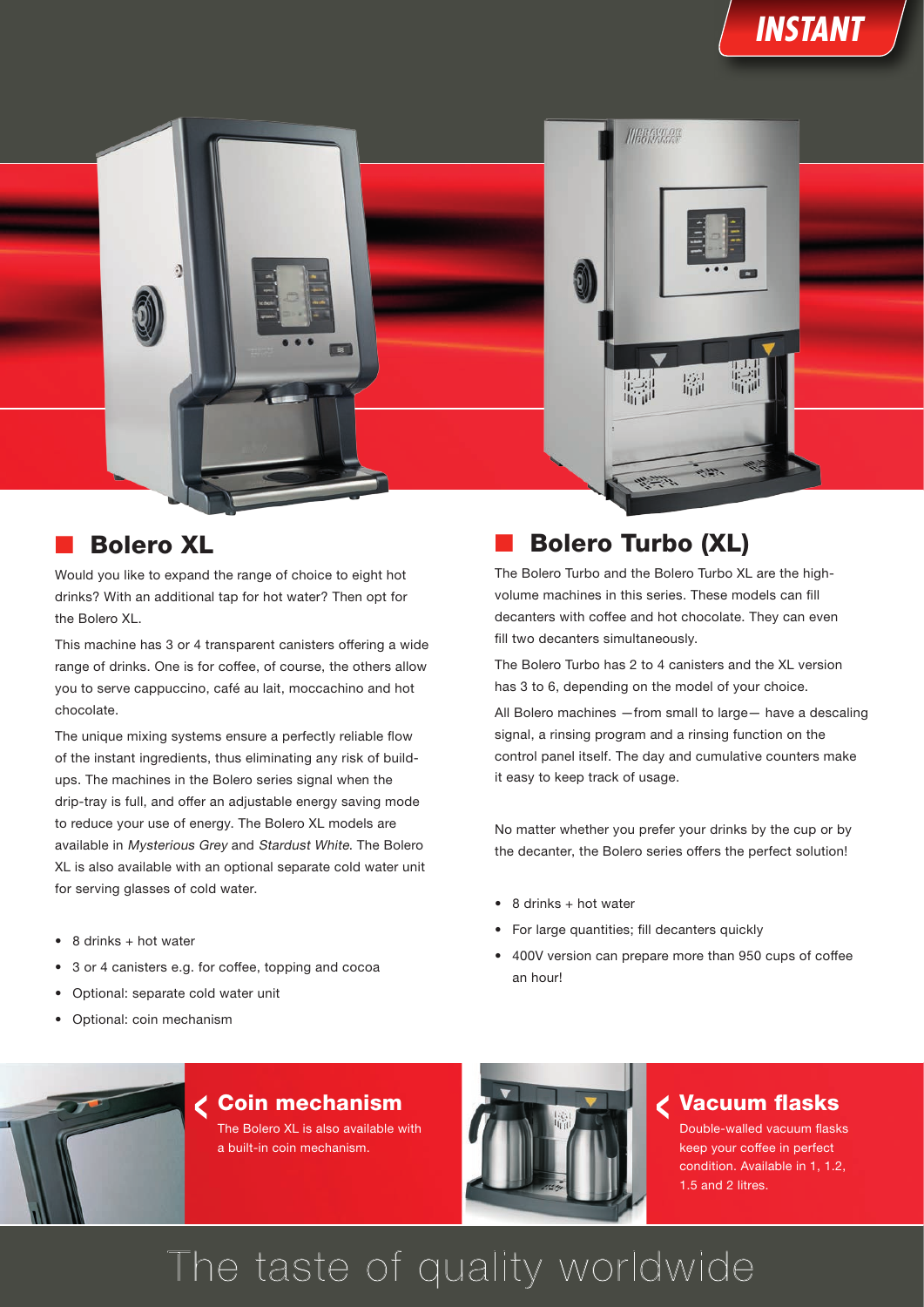INSTANT

## Bolero XL

Would you like to expand the range of choice to eight hot drinks? With an additional tap for hot water? Then opt for the Bolero XL.

This machine has 3 or 4 transparent canisters offering a wide range of drinks. One is for coffee, of course, the others allow you to serve cappuccino, café au lait, moccachino and hot chocolate.

The unique mixing systems ensure a perfectly reliable flow of the instant ingredients, thus eliminating any risk of build-ups. The machines in the Bolero series signal when the drip-tray is full, and offer an adjustable energy saving mode to reduce your use of energy. The Bolero XL models are available in *Mysterious Grey* and *Stardust White*. The Bolero XL is also available with an optional separate cold water unit for serving glasses of cold water.

- 8 drinks + hot water
- 3 or 4 canisters e.g. for coffee, topping and cocoa
- Optional: separate cold water unit
- Optional: coin mechanism

## Bolero Turbo (XL)

The Bolero Turbo and the Bolero Turbo XL are the high-volume machines in this series. These models can fill decanters with coffee and hot chocolate. They can even fill two decanters simultaneously.

The Bolero Turbo has 2 to 4 canisters and the XL version has 3 to 6, depending on the model of your choice.

All Bolero machines —from small to large— have a descaling signal, a rinsing program and a rinsing function on the control panel itself. The day and cumulative counters make it easy to keep track of usage.

No matter whether you prefer your drinks by the cup or by the decanter, the Bolero series offers the perfect solution!

- 8 drinks + hot water
- For large quantities; fill decanters quickly
- 400V version can prepare more than 950 cups of coffee an hour!

### Coin mechanism

The Bolero XL is also available with a built-in coin mechanism.

### Vacuum flasks

Double-walled vacuum flasks keep your coffee in perfect condition. Available in 1, 1.2, 1.5 and 2 litres.

The taste of quality worldwide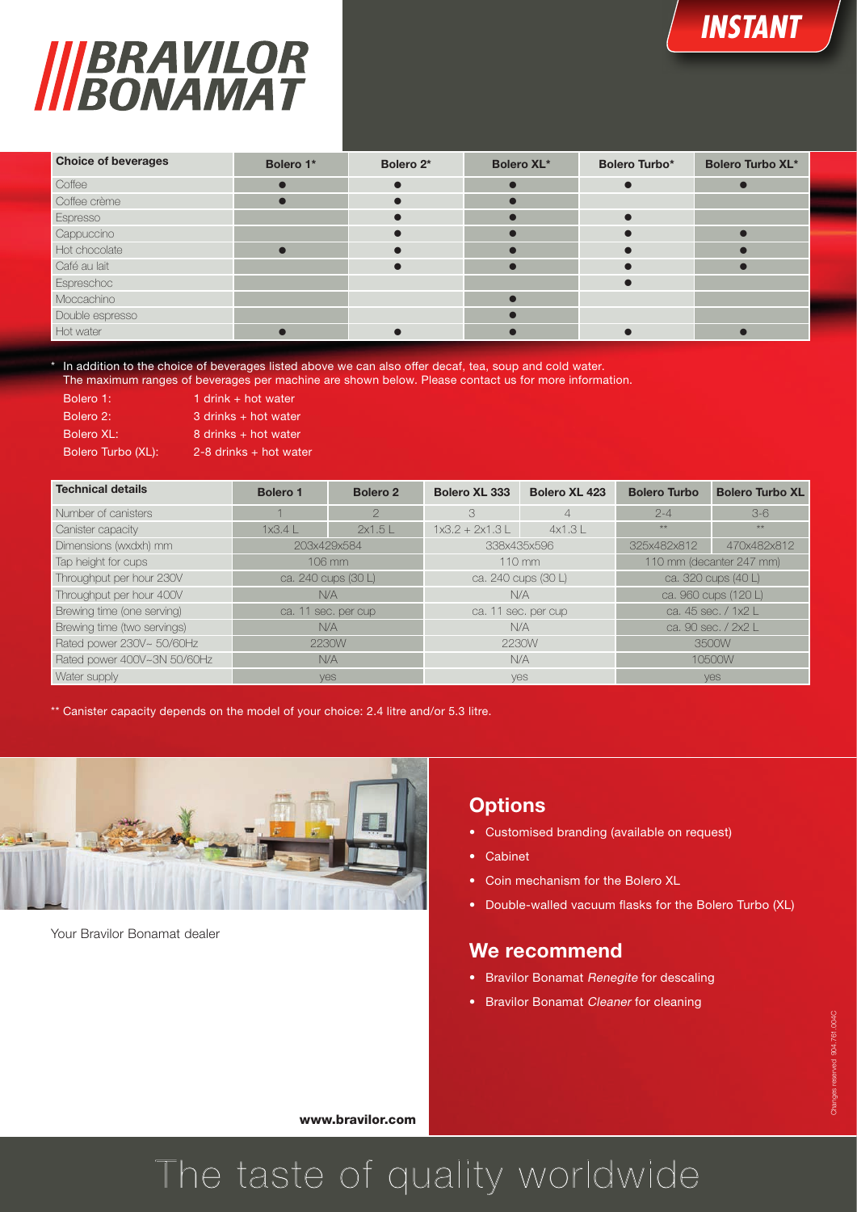**BRAVILOR BONAMAT**

**INSTANT**

| Choice of beverages | Bolero 1* | Bolero 2* | Bolero XL* | Bolero Turbo* | Bolero Turbo XL* |
|---|---|---|---|---|---|
| Coffee | ● | ● | ● | ● | ● |
| Coffee crème | ● | ● | ● | | |
| Espresso | | ● | ● | ● | |
| Cappuccino | | ● | ● | ● | ● |
| Hot chocolate | ● | ● | ● | ● | ● |
| Café au lait | | ● | ● | ● | ● |
| Espreschoc | | | | ● | |
| Moccachino | | | ● | | |
| Double espresso | | | ● | | |
| Hot water | ● | ● | ● | ● | ● |

* In addition to the choice of beverages listed above we can also offer decaf, tea, soup and cold water. The maximum ranges of beverages per machine are shown below. Please contact us for more information.

| | |
|---|---|
| Bolero 1: | 1 drink + hot water |
| Bolero 2: | 3 drinks + hot water |
| Bolero XL: | 8 drinks + hot water |
| Bolero Turbo (XL): | 2-8 drinks + hot water |

| Technical details | Bolero 1 | Bolero 2 | Bolero XL 333 | Bolero XL 423 | Bolero Turbo | Bolero Turbo XL |
|---|---|---|---|---|---|---|
| Number of canisters | 1 | 2 | 3 | 4 | 2-4 | 3-6 |
| Canister capacity | 1x3.4 L | 2x1.5 L | 1x3.2 + 2x1.3 L | 4x1.3 L | ** | ** |
| Dimensions (wxdxh) mm | 203x429x584 | | 338x435x596 | | 325x482x812 | 470x482x812 |
| Tap height for cups | 106 mm | | 110 mm | | 110 mm (decanter 247 mm) | |
| Throughput per hour 230V | ca. 240 cups (30 L) | | ca. 240 cups (30 L) | | ca. 320 cups (40 L) | |
| Throughput per hour 400V | N/A | | N/A | | ca. 960 cups (120 L) | |
| Brewing time (one serving) | ca. 11 sec. per cup | | ca. 11 sec. per cup | | ca. 45 sec. / 1x2 L | |
| Brewing time (two servings) | N/A | | N/A | | ca. 90 sec. / 2x2 L | |
| Rated power 230V~ 50/60Hz | 2230W | | 2230W | | 3500W | |
| Rated power 400V~3N 50/60Hz | N/A | | N/A | | 10500W | |
| Water supply | yes | | yes | | yes | |

** Canister capacity depends on the model of your choice: 2.4 litre and/or 5.3 litre.

Your Bravilor Bonamat dealer

## Options

- Customised branding (available on request)
- Cabinet
- Coin mechanism for the Bolero XL
- Double-walled vacuum flasks for the Bolero Turbo (XL)

## We recommend

- Bravilor Bonamat *Renegite* for descaling
- Bravilor Bonamat *Cleaner* for cleaning

Changes reserved 904.761.004C

**www.bravilor.com**

The taste of quality worldwide